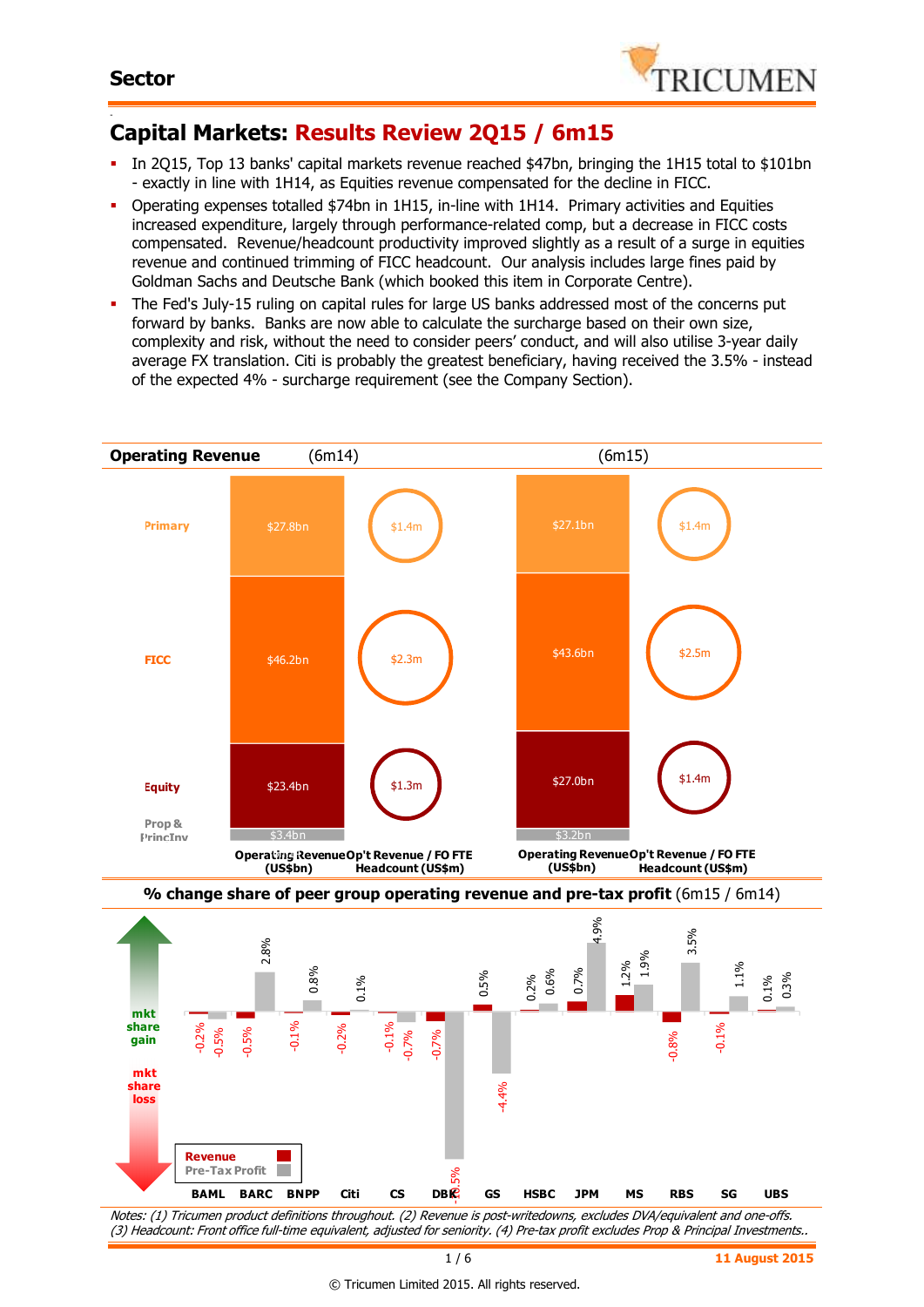**Sector**

# Capital Markets: Results Review 2Q15 / 6m15

- In 2Q15, Top 13 banks' capital markets revenue reached $47bn, bringing the 1H15 total to $101bn - exactly in line with 1H14, as Equities revenue compensated for the decline in FICC.
- Operating expenses totalled $74bn in 1H15, in-line with 1H14. Primary activities and Equities increased expenditure, largely through performance-related comp, but a decrease in FICC costs compensated. Revenue/headcount productivity improved slightly as a result of a surge in equities revenue and continued trimming of FICC headcount. Our analysis includes large fines paid by Goldman Sachs and Deutsche Bank (which booked this item in Corporate Centre).
- The Fed's July-15 ruling on capital rules for large US banks addressed most of the concerns put forward by banks. Banks are now able to calculate the surcharge based on their own size, complexity and risk, without the need to consider peers' conduct, and will also utilise 3-year daily average FX translation. Citi is probably the greatest beneficiary, having received the 3.5% - instead of the expected 4% - surcharge requirement (see the Company Section).

**Operating Revenue**

| | 6m14 Operating Revenue (US$bn) | 6m14 Op't Revenue / FO FTE Headcount (US$m) | 6m15 Operating Revenue (US$bn) | 6m15 Op't Revenue / FO FTE Headcount (US$m) |
|---|---|---|---|---|
| Primary | $27.8bn | $1.4m | $27.1bn | $1.4m |
| FICC | $46.2bn | $2.3m | $43.6bn | $2.5m |
| Equity | $23.4bn | $1.3m | $27.0bn | $1.4m |
| Prop & PrincInv | $3.4bn | | $3.2bn | |

**% change share of peer group operating revenue and pre-tax profit** (6m15 / 6m14)

| Bank | Revenue | Pre-Tax Profit |
|---|---|---|
| BAML | -0.2% | -0.5% |
| BARC | -0.5% | 2.8% |
| BNPP | -0.1% | 0.8% |
| Citi | -0.2% | 0.1% |
| CS | -0.1% | -0.7% |
| DBK | -0.7% | -16.5% |
| GS | 0.5% | -4.4% |
| HSBC | 0.2% | 0.6% |
| JPM | 0.7% | 4.9% |
| MS | 1.2% | 1.9% |
| RBS | -0.8% | 3.5% |
| SG | -0.1% | 1.1% |
| UBS | 0.1% | 0.3% |

*Notes: (1) Tricumen product definitions throughout. (2) Revenue is post-writedowns, excludes DVA/equivalent and one-offs. (3) Headcount: Front office full-time equivalent, adjusted for seniority. (4) Pre-tax profit excludes Prop & Principal Investments..*

11 August 2015

© Tricumen Limited 2015. All rights reserved.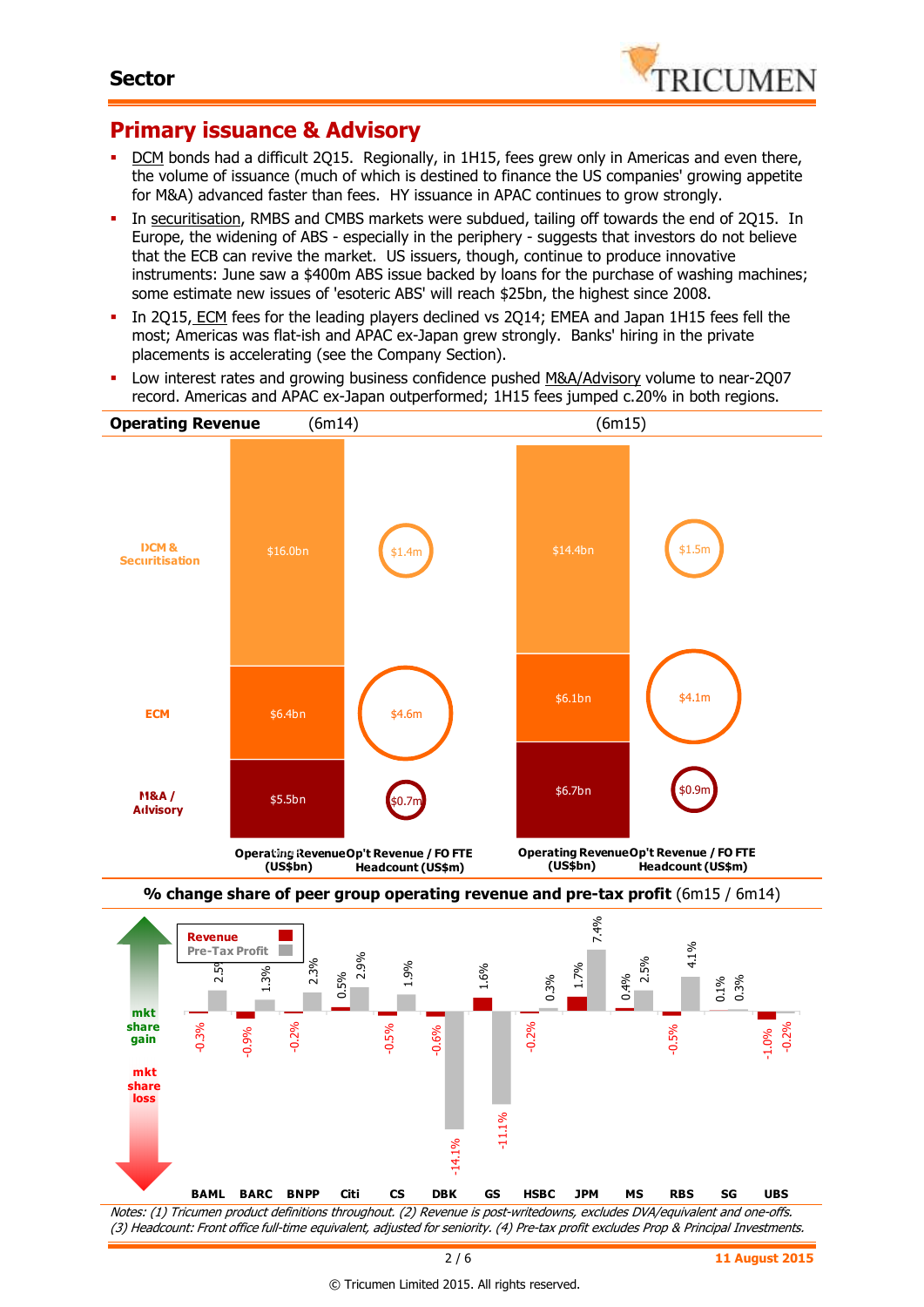## Primary issuance & Advisory

- DCM bonds had a difficult 2Q15. Regionally, in 1H15, fees grew only in Americas and even there, the volume of issuance (much of which is destined to finance the US companies' growing appetite for M&A) advanced faster than fees. HY issuance in APAC continues to grow strongly.
- In securitisation, RMBS and CMBS markets were subdued, tailing off towards the end of 2Q15. In Europe, the widening of ABS - especially in the periphery - suggests that investors do not believe that the ECB can revive the market. US issuers, though, continue to produce innovative instruments: June saw a $400m ABS issue backed by loans for the purchase of washing machines; some estimate new issues of 'esoteric ABS' will reach $25bn, the highest since 2008.
- In 2Q15, ECM fees for the leading players declined vs 2Q14; EMEA and Japan 1H15 fees fell the most; Americas was flat-ish and APAC ex-Japan grew strongly. Banks' hiring in the private placements is accelerating (see the Company Section).
- Low interest rates and growing business confidence pushed M&A/Advisory volume to near-2Q07 record. Americas and APAC ex-Japan outperformed; 1H15 fees jumped c.20% in both regions.

**Operating Revenue**

| | (6m14) Operating Revenue (US$bn) | (6m14) Op't Revenue / FO FTE Headcount (US$m) | (6m15) Operating Revenue (US$bn) | (6m15) Op't Revenue / FO FTE Headcount (US$m) |
|---|---|---|---|---|
| DCM & Securitisation | $16.0bn | $1.4m | $14.4bn | $1.5m |
| ECM | $6.4bn | $4.6m | $6.1bn | $4.1m |
| M&A / Advisory | $5.5bn | $0.7m | $6.7bn | $0.9m |

**% change share of peer group operating revenue and pre-tax profit** (6m15 / 6m14)

| | BAML | BARC | BNPP | Citi | CS | DBK | GS | HSBC | JPM | MS | RBS | SG | UBS |
|---|---|---|---|---|---|---|---|---|---|---|---|---|---|
| Revenue | -0.3% | -0.9% | -0.2% | 0.5% | -0.5% | -0.6% | 1.6% | -0.2% | 1.7% | 0.4% | -0.5% | 0.1% | -1.0% |
| Pre-Tax Profit | 2.5% | 1.3% | 2.3% | 2.9% | 1.9% | -14.1% | -11.1% | 0.3% | 7.4% | 2.5% | 4.1% | 0.3% | -0.2% |

Notes: (1) Tricumen product definitions throughout. (2) Revenue is post-writedowns, excludes DVA/equivalent and one-offs. (3) Headcount: Front office full-time equivalent, adjusted for seniority. (4) Pre-tax profit excludes Prop & Principal Investments.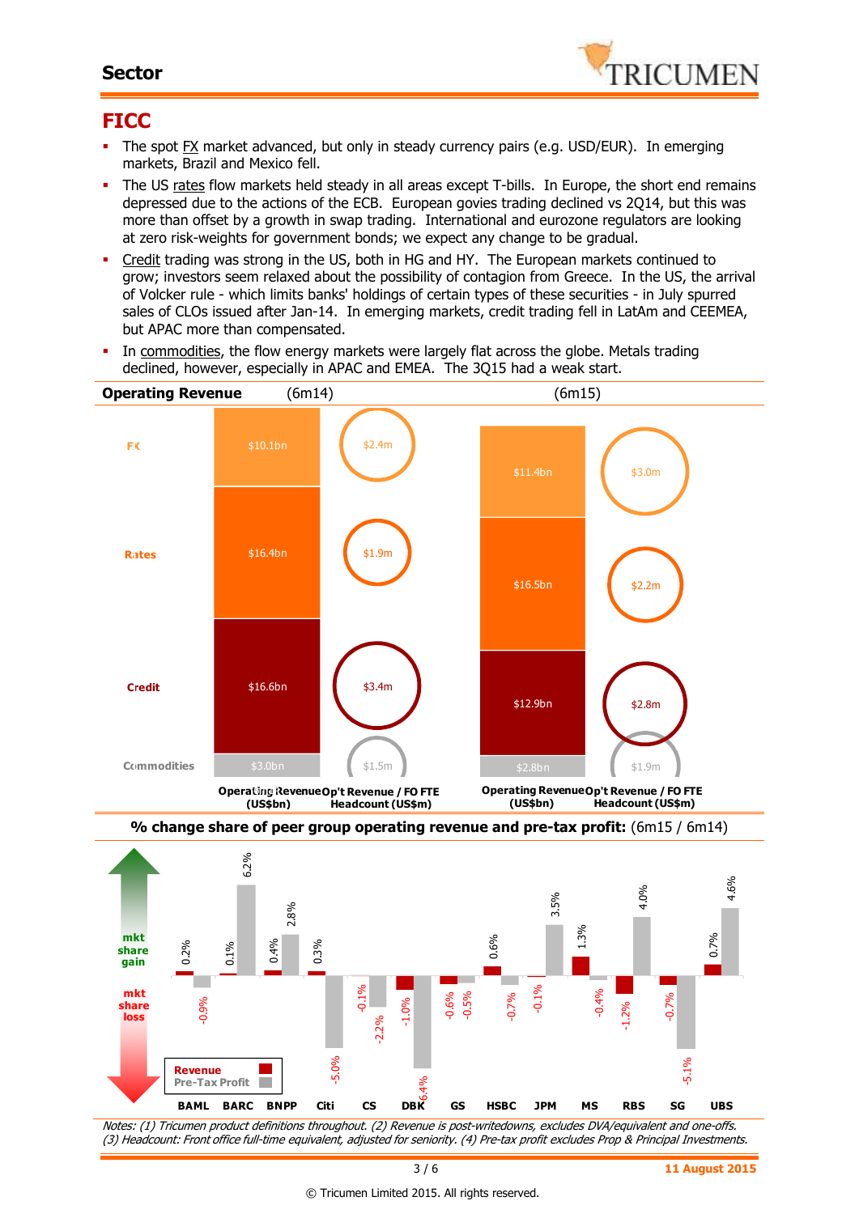## Sector

# FICC

- The spot FX market advanced, but only in steady currency pairs (e.g. USD/EUR). In emerging markets, Brazil and Mexico fell.
- The US rates flow markets held steady in all areas except T-bills. In Europe, the short end remains depressed due to the actions of the ECB. European govies trading declined vs 2Q14, but this was more than offset by a growth in swap trading. International and eurozone regulators are looking at zero risk-weights for government bonds; we expect any change to be gradual.
- Credit trading was strong in the US, both in HG and HY. The European markets continued to grow; investors seem relaxed about the possibility of contagion from Greece. In the US, the arrival of Volcker rule - which limits banks' holdings of certain types of these securities - in July spurred sales of CLOs issued after Jan-14. In emerging markets, credit trading fell in LatAm and CEEMEA, but APAC more than compensated.
- In commodities, the flow energy markets were largely flat across the globe. Metals trading declined, however, especially in APAC and EMEA. The 3Q15 had a weak start.

**Operating Revenue**

| | Operating Revenue (US$bn) (6m14) | Op't Revenue / FO FTE Headcount (US$m) (6m14) | Operating Revenue (US$bn) (6m15) | Op't Revenue / FO FTE Headcount (US$m) (6m15) |
|---|---|---|---|---|
| FX | $10.1bn | $2.4m | $11.4bn | $3.0m |
| Rates | $16.4bn | $1.9m | $16.5bn | $2.2m |
| Credit | $16.6bn | $3.4m | $12.9bn | $2.8m |
| Commodities | $3.0bn | $1.5m | $2.8bn | $1.9m |

**% change share of peer group operating revenue and pre-tax profit:** (6m15 / 6m14)

| | BAML | BARC | BNPP | Citi | CS | DBK | GS | HSBC | JPM | MS | RBS | SG | UBS |
|---|---|---|---|---|---|---|---|---|---|---|---|---|---|
| Revenue | 0.2% | 0.1% | 0.4% | 0.3% | -0.1% | -1.0% | -0.6% | 0.6% | -0.1% | 1.3% | -1.2% | -0.7% | 0.7% |
| Pre-Tax Profit | -0.9% | 6.2% | 2.8% | -5.0% | -2.2% | -6.4% | -0.5% | -0.7% | 3.5% | -0.4% | 4.0% | -5.1% | 4.6% |

*Notes: (1) Tricumen product definitions throughout. (2) Revenue is post-writedowns, excludes DVA/equivalent and one-offs. (3) Headcount: Front office full-time equivalent, adjusted for seniority. (4) Pre-tax profit excludes Prop & Principal Investments.*

11 August 2015

© Tricumen Limited 2015. All rights reserved.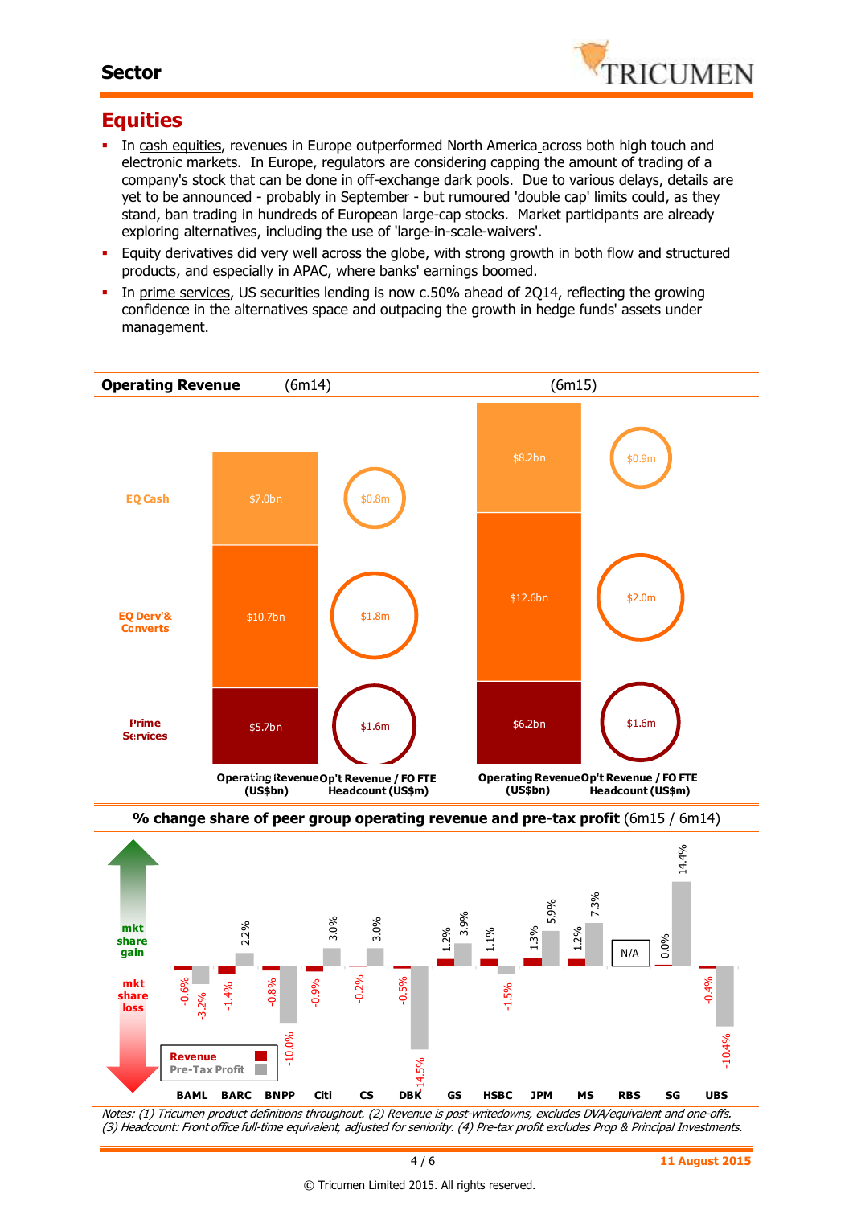## Equities

- In cash equities, revenues in Europe outperformed North America across both high touch and electronic markets. In Europe, regulators are considering capping the amount of trading of a company's stock that can be done in off-exchange dark pools. Due to various delays, details are yet to be announced - probably in September - but rumoured 'double cap' limits could, as they stand, ban trading in hundreds of European large-cap stocks. Market participants are already exploring alternatives, including the use of 'large-in-scale-waivers'.
- Equity derivatives did very well across the globe, with strong growth in both flow and structured products, and especially in APAC, where banks' earnings boomed.
- In prime services, US securities lending is now c.50% ahead of 2Q14, reflecting the growing confidence in the alternatives space and outpacing the growth in hedge funds' assets under management.

**Operating Revenue**

| | 6m14 Operating Revenue (US$bn) | 6m14 Op't Revenue / FO FTE Headcount (US$m) | 6m15 Operating Revenue (US$bn) | 6m15 Op't Revenue / FO FTE Headcount (US$m) |
|---|---|---|---|---|
| EQ Cash | $7.0bn | $0.8m | $8.2bn | $0.9m |
| EQ Derv'& Converts | $10.7bn | $1.8m | $12.6bn | $2.0m |
| Prime Services | $5.7bn | $1.6m | $6.2bn | $1.6m |

**% change share of peer group operating revenue and pre-tax profit** (6m15 / 6m14)

| | Revenue | Pre-Tax Profit |
|---|---|---|
| BAML | -0.6% | -3.2% |
| BARC | -1.4% | 2.2% |
| BNPP | -0.8% | -10.0% |
| Citi | -0.9% | 3.0% |
| CS | -0.2% | 3.0% |
| DBK | -0.5% | -14.5% |
| GS | 1.2% | 3.9% |
| HSBC | 1.1% | -1.5% |
| JPM | 1.3% | 5.9% |
| MS | 1.2% | 7.3% |
| RBS | N/A | N/A |
| SG | 0.0% | 14.4% |
| UBS | -0.4% | -10.4% |

*Notes: (1) Tricumen product definitions throughout. (2) Revenue is post-writedowns, excludes DVA/equivalent and one-offs. (3) Headcount: Front office full-time equivalent, adjusted for seniority. (4) Pre-tax profit excludes Prop & Principal Investments.*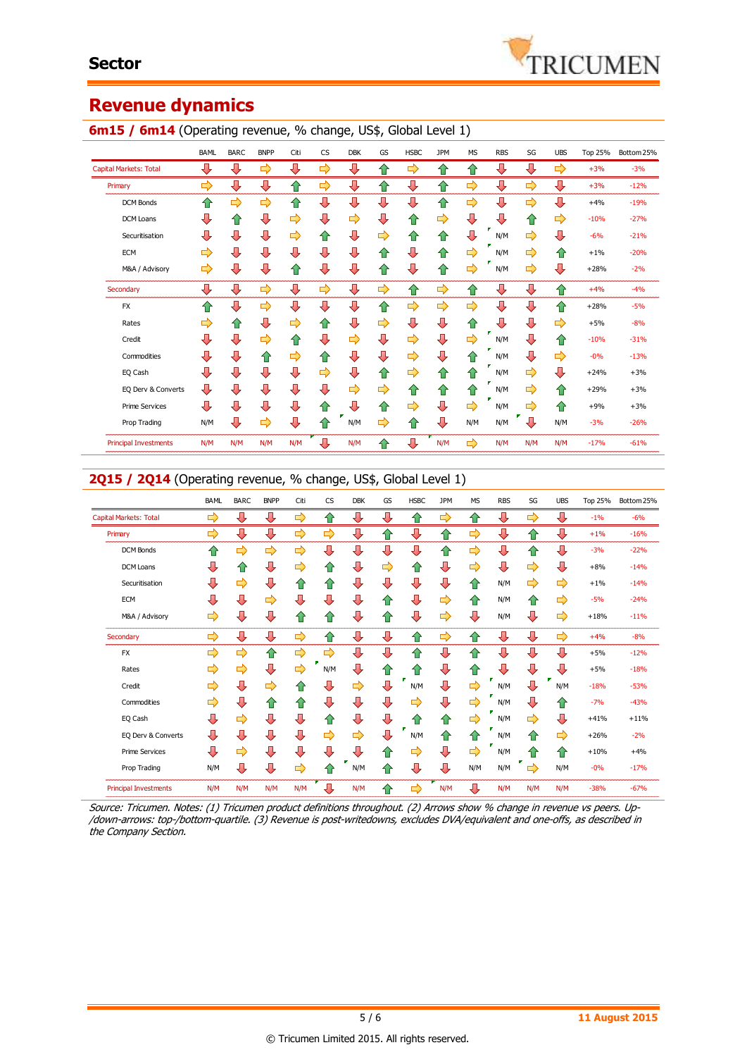## Sector

# Revenue dynamics

### 6m15 / 6m14 (Operating revenue, % change, US$, Global Level 1)

| | BAML | BARC | BNPP | Citi | CS | DBK | GS | HSBC | JPM | MS | RBS | SG | UBS | Top 25% | Bottom 25% |
|---|---|---|---|---|---|---|---|---|---|---|---|---|---|---|---|
| Capital Markets: Total | ↓ | ↓ | → | ↓ | → | ↓ | ↑ | → | ↑ | ↑ | ↓ | ↓ | → | +3% | -3% |
| Primary | → | ↓ | ↓ | ↑ | → | ↓ | ↑ | ↓ | ↑ | → | ↓ | → | ↓ | +3% | -12% |
| DCM Bonds | ↑ | → | → | ↑ | ↓ | ↓ | ↓ | ↓ | ↑ | → | ↓ | → | ↓ | +4% | -19% |
| DCM Loans | ↓ | ↑ | ↓ | → | ↓ | → | ↓ | ↑ | → | ↓ | ↓ | ↑ | → | -10% | -27% |
| Securitisation | ↓ | ↓ | ↓ | → | ↑ | ↓ | → | ↑ | ↑ | ↓ | N/M | → | ↓ | -6% | -21% |
| ECM | → | ↓ | ↓ | ↓ | ↓ | ↓ | ↑ | ↓ | ↑ | ↓ | N/M | → | ↑ | +1% | -20% |
| M&A / Advisory | → | ↓ | ↓ | ↑ | ↓ | ↓ | ↑ | ↓ | ↑ | → | N/M | → | ↓ | +28% | -2% |
| Secondary | ↓ | ↓ | → | ↓ | → | ↓ | → | ↑ | → | ↑ | ↓ | ↓ | ↑ | +4% | -4% |
| FX | ↑ | ↓ | → | ↓ | ↓ | ↓ | ↑ | → | → | → | ↓ | ↓ | ↑ | +28% | -5% |
| Rates | → | ↑ | ↓ | → | ↑ | ↓ | → | ↓ | ↓ | ↑ | ↓ | ↓ | → | +5% | -8% |
| Credit | ↓ | ↓ | ↓ | ↑ | ↓ | → | ↓ | → | ↓ | → | N/M | ↓ | ↑ | -10% | -31% |
| Commodities | ↓ | ↓ | ↑ | → | ↑ | ↓ | ↓ | → | ↓ | ↑ | N/M | ↓ | → | -0% | -13% |
| EQ Cash | ↓ | ↓ | ↓ | ↓ | → | ↓ | ↑ | → | ↑ | ↑ | N/M | → | ↓ | +24% | +3% |
| EQ Derv & Converts | ↓ | ↓ | ↓ | ↓ | ↓ | → | → | ↑ | ↑ | ↑ | N/M | → | ↑ | +29% | +3% |
| Prime Services | ↓ | ↓ | ↓ | ↓ | ↑ | ↓ | ↑ | → | ↓ | → | N/M | → | ↑ | +9% | +3% |
| Prop Trading | N/M | ↓ | → | ↓ | ↑ | N/M | → | ↑ | ↓ | N/M | N/M | ↓ | N/M | -3% | -26% |
| Principal Investments | N/M | N/M | N/M | N/M | ↓ | N/M | ↑ | ↓ | N/M | → | N/M | N/M | N/M | -17% | -61% |

### 2Q15 / 2Q14 (Operating revenue, % change, US$, Global Level 1)

| | BAML | BARC | BNPP | Citi | CS | DBK | GS | HSBC | JPM | MS | RBS | SG | UBS | Top 25% | Bottom 25% |
|---|---|---|---|---|---|---|---|---|---|---|---|---|---|---|---|
| Capital Markets: Total | → | ↓ | ↓ | → | ↑ | ↓ | ↓ | ↑ | ↑ | ↑ | ↓ | → | ↓ | -1% | -6% |
| Primary | → | ↓ | ↓ | → | → | ↓ | ↑ | ↓ | ↑ | → | ↓ | ↑ | ↓ | +1% | -16% |
| DCM Bonds | ↑ | → | → | → | ↓ | ↓ | ↓ | ↓ | ↑ | → | ↓ | ↑ | ↓ | -3% | -22% |
| DCM Loans | ↓ | ↑ | ↓ | → | ↑ | ↓ | → | ↑ | ↓ | → | ↓ | → | ↓ | +8% | -14% |
| Securitisation | ↓ | → | ↓ | ↑ | ↑ | ↓ | ↓ | ↓ | ↓ | ↑ | N/M | → | → | +1% | -14% |
| ECM | ↓ | ↓ | → | ↓ | ↓ | ↓ | ↑ | ↓ | → | ↑ | N/M | ↑ | → | -5% | -24% |
| M&A / Advisory | → | ↓ | ↓ | ↑ | ↑ | ↓ | ↑ | ↓ | → | ↓ | N/M | ↓ | → | +18% | -11% |
| Secondary | → | ↓ | ↓ | → | ↑ | ↓ | ↓ | ↑ | ↓ | ↑ | ↓ | ↓ | ↓ | +4% | -8% |
| FX | → | → | ↑ | → | → | ↓ | ↓ | ↑ | ↓ | ↑ | ↓ | ↓ | ↓ | +5% | -12% |
| Rates | → | → | ↓ | → | N/M | ↓ | ↑ | ↑ | ↓ | ↑ | ↓ | ↓ | ↓ | +5% | -18% |
| Credit | → | ↓ | → | ↑ | ↓ | → | ↓ | N/M | ↓ | → | N/M | ↓ | N/M | -18% | -53% |
| Commodities | → | ↓ | ↑ | ↑ | ↓ | ↓ | ↓ | → | ↓ | → | N/M | ↓ | ↑ | -7% | -43% |
| EQ Cash | ↓ | → | ↓ | ↓ | ↑ | ↓ | ↓ | ↑ | ↑ | → | N/M | → | ↓ | +41% | +11% |
| EQ Derv & Converts | ↓ | ↓ | ↓ | ↓ | → | → | ↓ | N/M | ↑ | ↑ | N/M | ↑ | → | +26% | -2% |
| Prime Services | ↓ | → | ↓ | ↓ | ↓ | ↓ | ↑ | → | ↓ | → | N/M | ↑ | ↑ | +10% | +4% |
| Prop Trading | N/M | ↓ | ↓ | → | ↑ | N/M | ↑ | ↓ | ↓ | N/M | N/M | → | N/M | -0% | -17% |
| Principal Investments | N/M | N/M | N/M | N/M | ↓ | N/M | ↑ | → | N/M | ↓ | N/M | N/M | N/M | -38% | -67% |

*Source: Tricumen. Notes: (1) Tricumen product definitions throughout. (2) Arrows show % change in revenue vs peers. Up-/down-arrows: top-/bottom-quartile. (3) Revenue is post-writedowns, excludes DVA/equivalent and one-offs, as described in the Company Section.*

11 August 2015

© Tricumen Limited 2015. All rights reserved.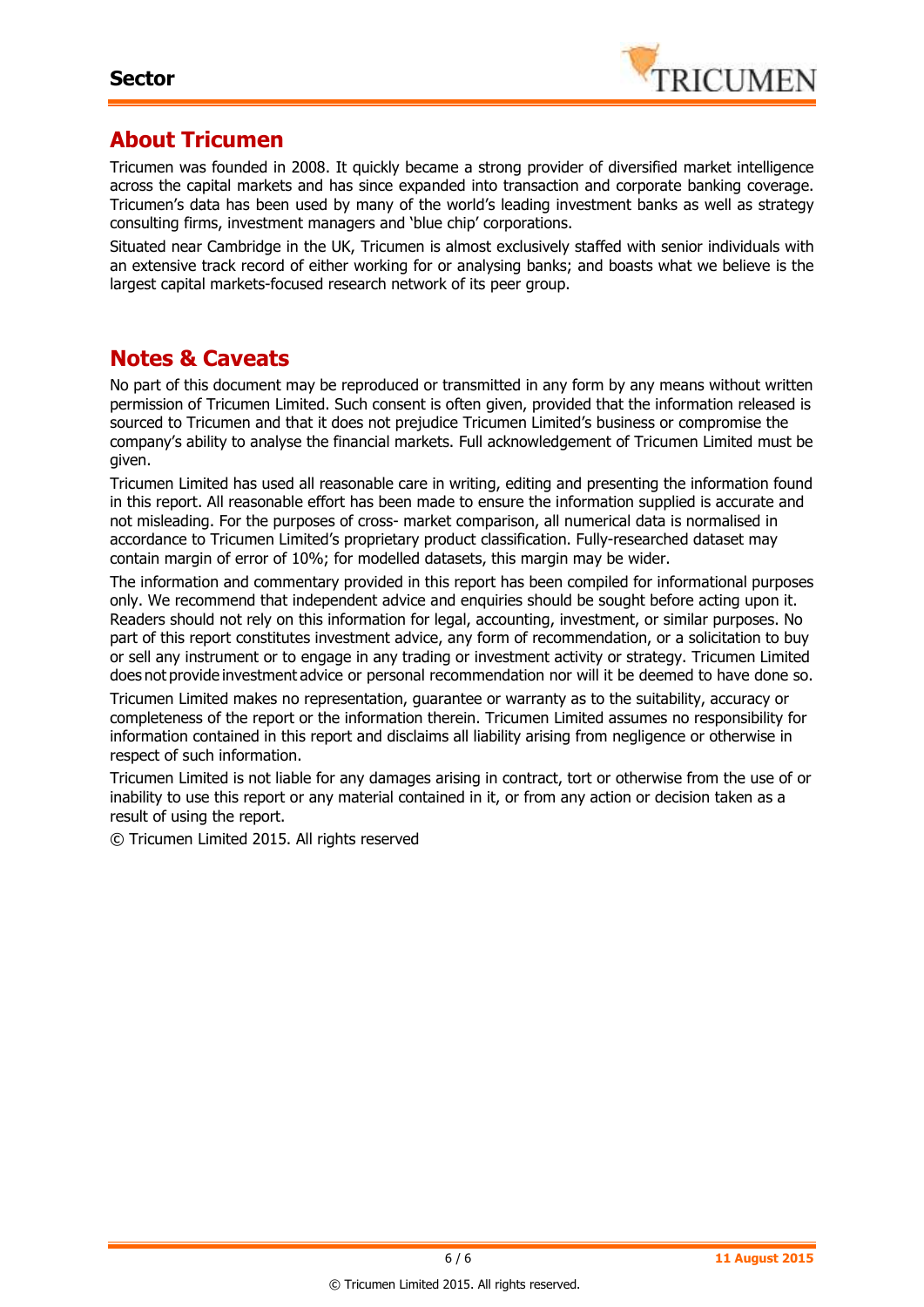## About Tricumen

Tricumen was founded in 2008. It quickly became a strong provider of diversified market intelligence across the capital markets and has since expanded into transaction and corporate banking coverage. Tricumen's data has been used by many of the world's leading investment banks as well as strategy consulting firms, investment managers and 'blue chip' corporations.

Situated near Cambridge in the UK, Tricumen is almost exclusively staffed with senior individuals with an extensive track record of either working for or analysing banks; and boasts what we believe is the largest capital markets-focused research network of its peer group.

## Notes & Caveats

No part of this document may be reproduced or transmitted in any form by any means without written permission of Tricumen Limited. Such consent is often given, provided that the information released is sourced to Tricumen and that it does not prejudice Tricumen Limited's business or compromise the company's ability to analyse the financial markets. Full acknowledgement of Tricumen Limited must be given.

Tricumen Limited has used all reasonable care in writing, editing and presenting the information found in this report. All reasonable effort has been made to ensure the information supplied is accurate and not misleading. For the purposes of cross- market comparison, all numerical data is normalised in accordance to Tricumen Limited's proprietary product classification. Fully-researched dataset may contain margin of error of 10%; for modelled datasets, this margin may be wider.

The information and commentary provided in this report has been compiled for informational purposes only. We recommend that independent advice and enquiries should be sought before acting upon it. Readers should not rely on this information for legal, accounting, investment, or similar purposes. No part of this report constitutes investment advice, any form of recommendation, or a solicitation to buy or sell any instrument or to engage in any trading or investment activity or strategy. Tricumen Limited does not provide investment advice or personal recommendation nor will it be deemed to have done so.

Tricumen Limited makes no representation, guarantee or warranty as to the suitability, accuracy or completeness of the report or the information therein. Tricumen Limited assumes no responsibility for information contained in this report and disclaims all liability arising from negligence or otherwise in respect of such information.

Tricumen Limited is not liable for any damages arising in contract, tort or otherwise from the use of or inability to use this report or any material contained in it, or from any action or decision taken as a result of using the report.

© Tricumen Limited 2015. All rights reserved